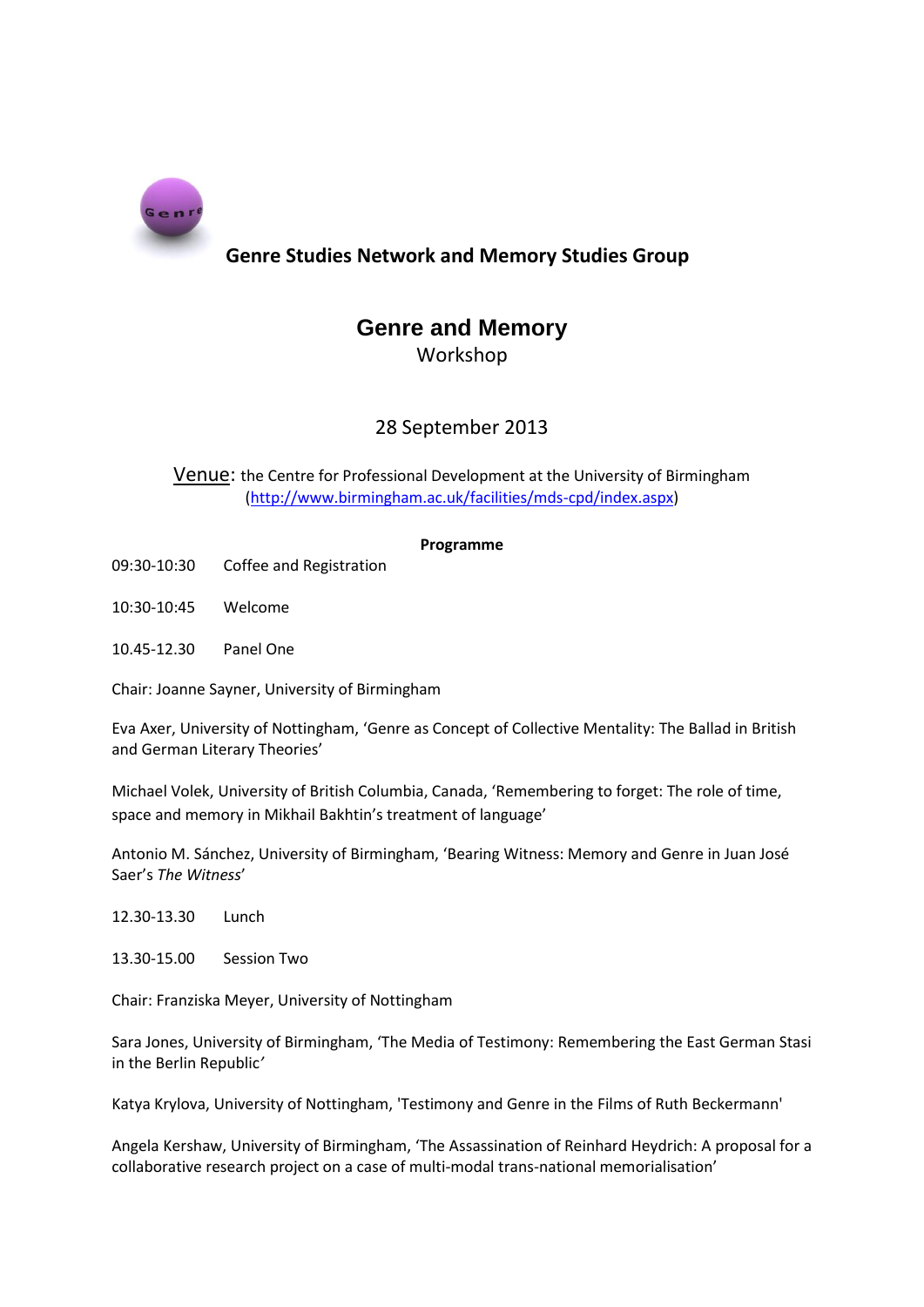**Genre Studies Network and Memory Studies Group**

# Genre and Memory

Workshop

28 September 2013

Venue: the Centre for Professional Development at the University of Birmingham ([http://www.birmingham.ac.uk/facilities/mds-cpd/index.aspx](http://www.birmingham.ac.uk/facilities/mds-cpd/index.aspx))

**Programme**

09:30-10:30 Coffee and Registration

10:30-10:45 Welcome

10.45-12.30 Panel One

Chair: Joanne Sayner, University of Birmingham

Eva Axer, University of Nottingham, 'Genre as Concept of Collective Mentality: The Ballad in British and German Literary Theories'

Michael Volek, University of British Columbia, Canada, 'Remembering to forget: The role of time, space and memory in Mikhail Bakhtin's treatment of language'

Antonio M. Sánchez, University of Birmingham, 'Bearing Witness: Memory and Genre in Juan José Saer's *The Witness*'

12.30-13.30 Lunch

13.30-15.00 Session Two

Chair: Franziska Meyer, University of Nottingham

Sara Jones, University of Birmingham, 'The Media of Testimony: Remembering the East German Stasi in the Berlin Republic'

Katya Krylova, University of Nottingham, 'Testimony and Genre in the Films of Ruth Beckermann'

Angela Kershaw, University of Birmingham, 'The Assassination of Reinhard Heydrich: A proposal for a collaborative research project on a case of multi-modal trans-national memorialisation'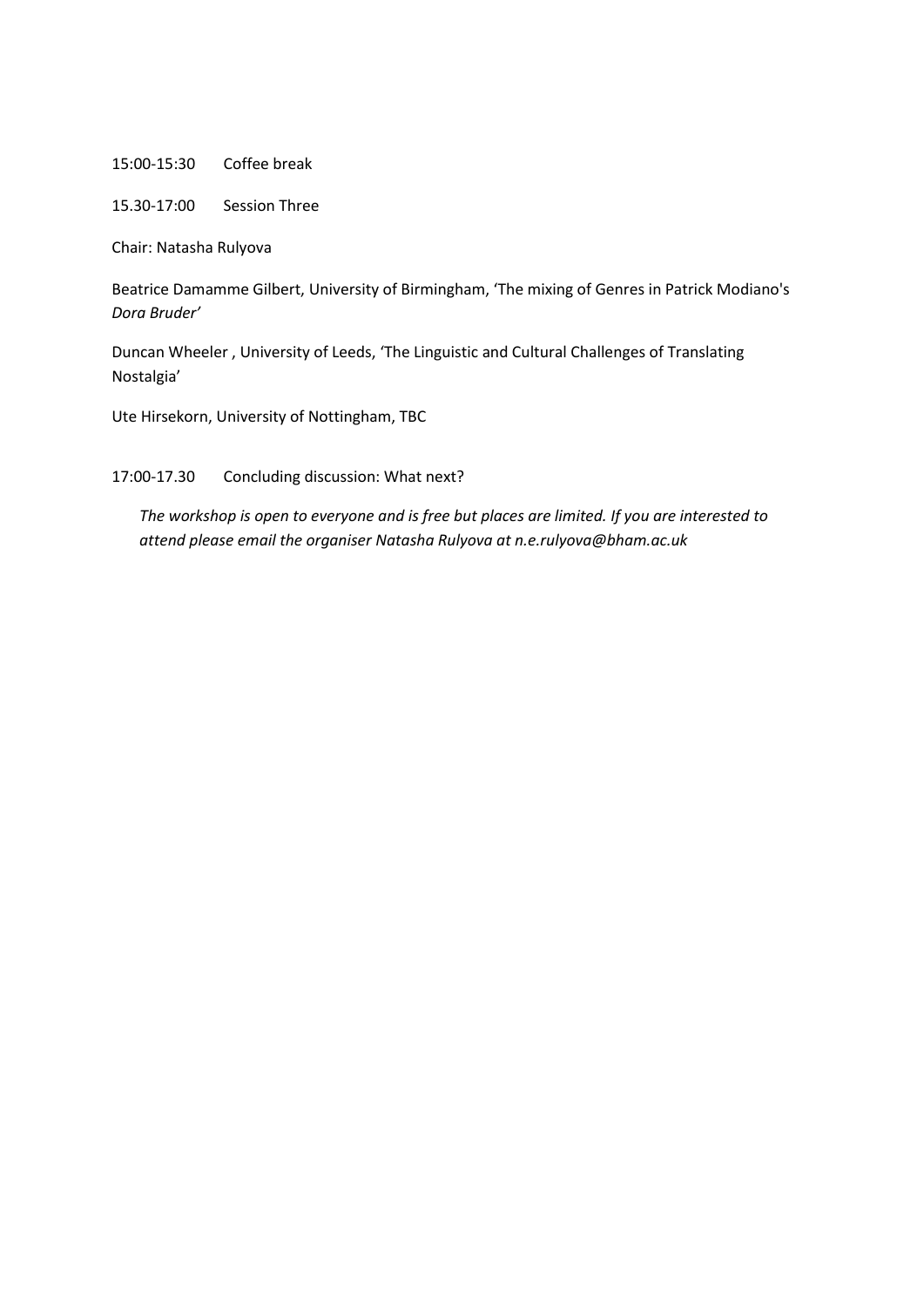15:00-15:30 Coffee break

15.30-17:00 Session Three

Chair: Natasha Rulyova

Beatrice Damamme Gilbert, University of Birmingham, 'The mixing of Genres in Patrick Modiano's *Dora Bruder*'

Duncan Wheeler , University of Leeds, 'The Linguistic and Cultural Challenges of Translating Nostalgia'

Ute Hirsekorn, University of Nottingham, TBC

17:00-17.30 Concluding discussion: What next?

*The workshop is open to everyone and is free but places are limited. If you are interested to attend please email the organiser Natasha Rulyova at n.e.rulyova@bham.ac.uk*